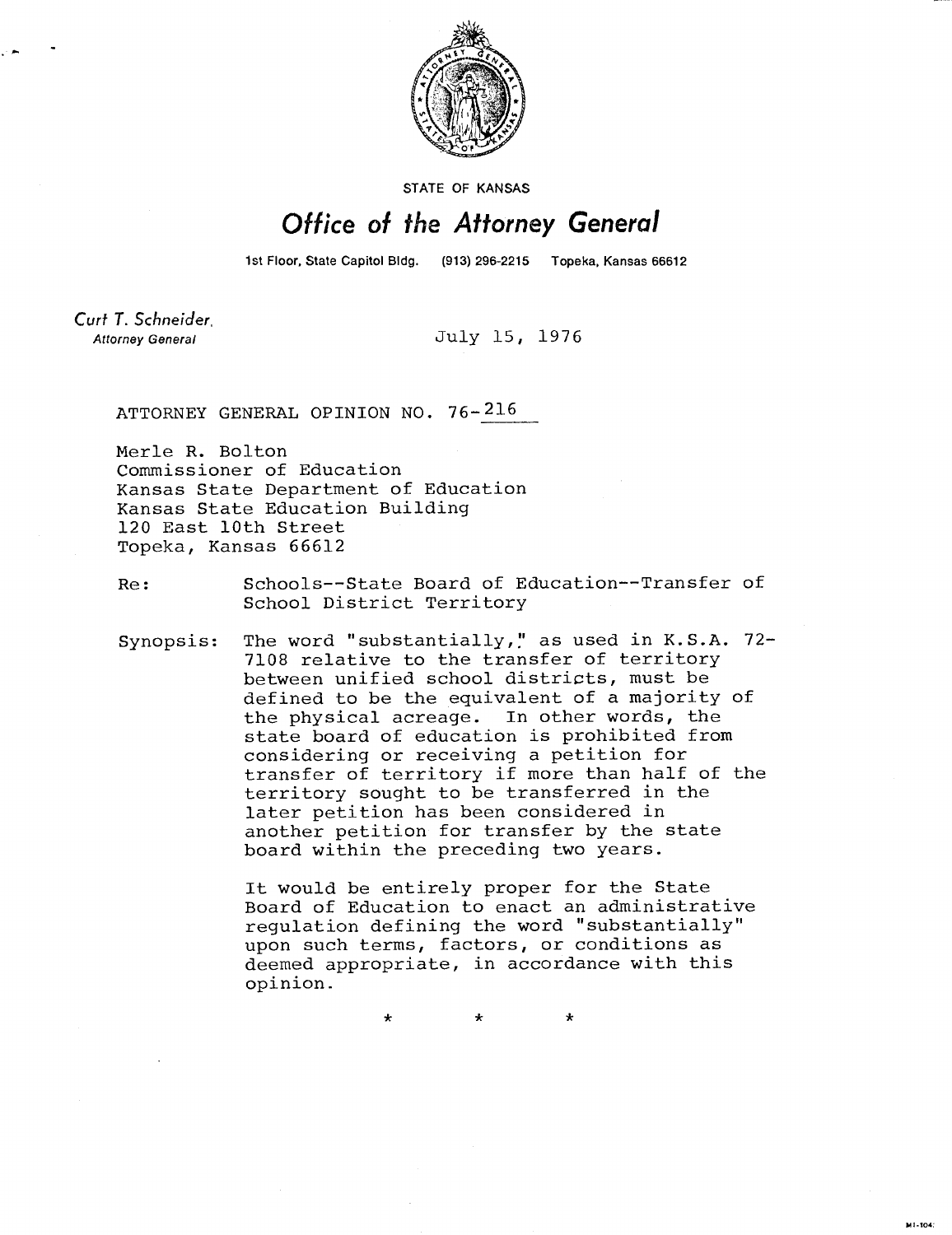STATE OF KANSAS

# Office of the Attorney General

1st Floor, State Capitol Bldg. (913) 296-2215 Topeka, Kansas 66612

Curt T. Schneider,
Attorney General

July 15, 1976

ATTORNEY GENERAL OPINION NO. 76-216

Merle R. Bolton
Commissioner of Education
Kansas State Department of Education
Kansas State Education Building
120 East 10th Street
Topeka, Kansas 66612

Re: Schools--State Board of Education--Transfer of School District Territory

Synopsis: The word "substantially," as used in K.S.A. 72-7108 relative to the transfer of territory between unified school districts, must be defined to be the equivalent of a majority of the physical acreage. In other words, the state board of education is prohibited from considering or receiving a petition for transfer of territory if more than half of the territory sought to be transferred in the later petition has been considered in another petition for transfer by the state board within the preceding two years.

It would be entirely proper for the State Board of Education to enact an administrative regulation defining the word "substantially" upon such terms, factors, or conditions as deemed appropriate, in accordance with this opinion.

\* \* \*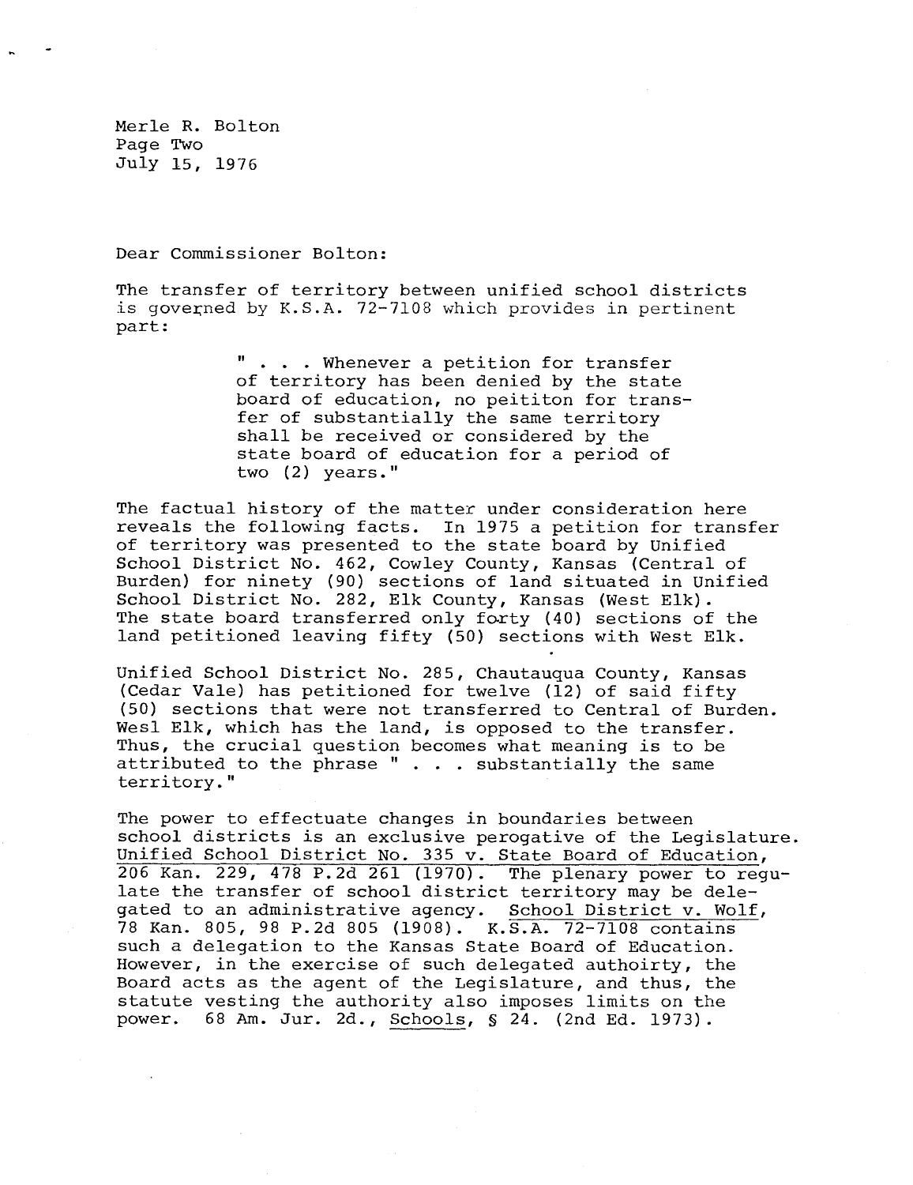Dear Commissioner Bolton:

The transfer of territory between unified school districts is governed by K.S.A. 72-7108 which provides in pertinent part:

> " . . . Whenever a petition for transfer of territory has been denied by the state board of education, no peititon for transfer of substantially the same territory shall be received or considered by the state board of education for a period of two (2) years."

The factual history of the matter under consideration here reveals the following facts. In 1975 a petition for transfer of territory was presented to the state board by Unified School District No. 462, Cowley County, Kansas (Central of Burden) for ninety (90) sections of land situated in Unified School District No. 282, Elk County, Kansas (West Elk). The state board transferred only forty (40) sections of the land petitioned leaving fifty (50) sections with West Elk.

Unified School District No. 285, Chautauqua County, Kansas (Cedar Vale) has petitioned for twelve (12) of said fifty (50) sections that were not transferred to Central of Burden. Wesl Elk, which has the land, is opposed to the transfer. Thus, the crucial question becomes what meaning is to be attributed to the phrase " . . . substantially the same territory."

The power to effectuate changes in boundaries between school districts is an exclusive perogative of the Legislature. Unified School District No. 335 v. State Board of Education, 206 Kan. 229, 478 P.2d 261 (1970). The plenary power to regulate the transfer of school district territory may be delegated to an administrative agency. School District v. Wolf, 78 Kan. 805, 98 P.2d 805 (1908). K.S.A. 72-7108 contains such a delegation to the Kansas State Board of Education. However, in the exercise of such delegated authoirty, the Board acts as the agent of the Legislature, and thus, the statute vesting the authority also imposes limits on the power. 68 Am. Jur. 2d., Schools, § 24. (2nd Ed. 1973).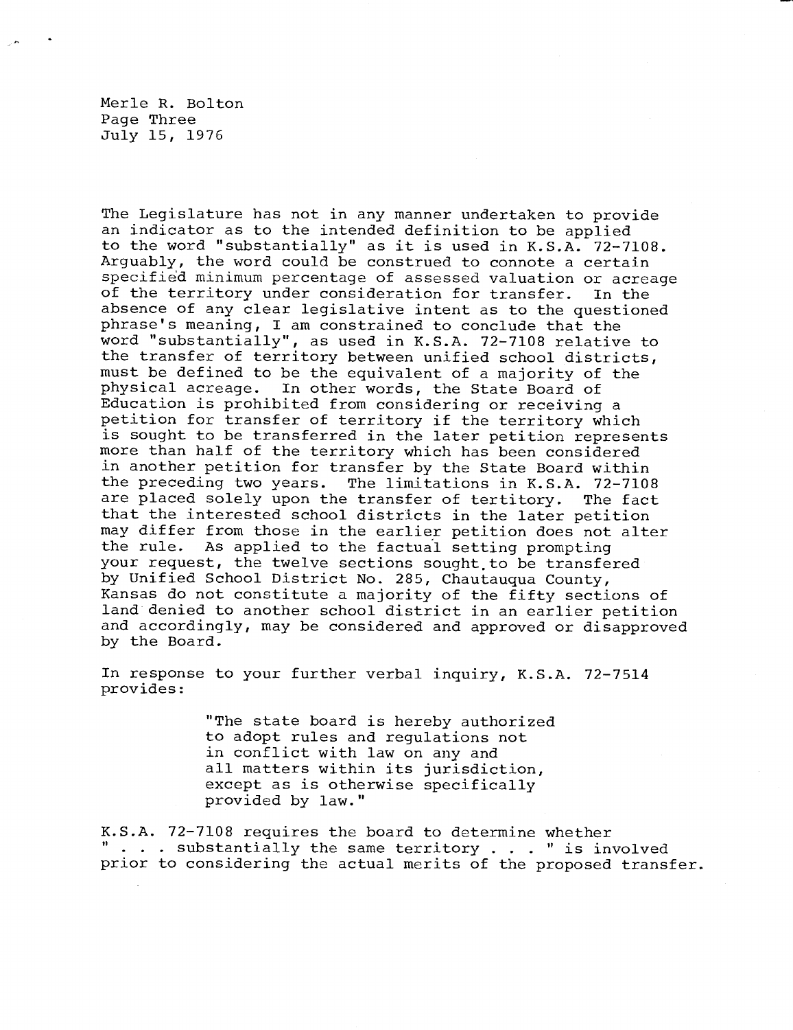The Legislature has not in any manner undertaken to provide an indicator as to the intended definition to be applied to the word "substantially" as it is used in K.S.A. 72-7108. Arguably, the word could be construed to connote a certain specified minimum percentage of assessed valuation or acreage of the territory under consideration for transfer. In the absence of any clear legislative intent as to the questioned phrase's meaning, I am constrained to conclude that the word "substantially", as used in K.S.A. 72-7108 relative to the transfer of territory between unified school districts, must be defined to be the equivalent of a majority of the physical acreage. In other words, the State Board of Education is prohibited from considering or receiving a petition for transfer of territory if the territory which is sought to be transferred in the later petition represents more than half of the territory which has been considered in another petition for transfer by the State Board within the preceding two years. The limitations in K.S.A. 72-7108 are placed solely upon the transfer of tertitory. The fact that the interested school districts in the later petition may differ from those in the earlier petition does not alter the rule. As applied to the factual setting prompting your request, the twelve sections sought to be transfered by Unified School District No. 285, Chautauqua County, Kansas do not constitute a majority of the fifty sections of land denied to another school district in an earlier petition and accordingly, may be considered and approved or disapproved by the Board.

In response to your further verbal inquiry, K.S.A. 72-7514 provides:

> "The state board is hereby authorized to adopt rules and regulations not in conflict with law on any and all matters within its jurisdiction, except as is otherwise specifically provided by law."

K.S.A. 72-7108 requires the board to determine whether " . . . substantially the same territory . . . " is involved prior to considering the actual merits of the proposed transfer.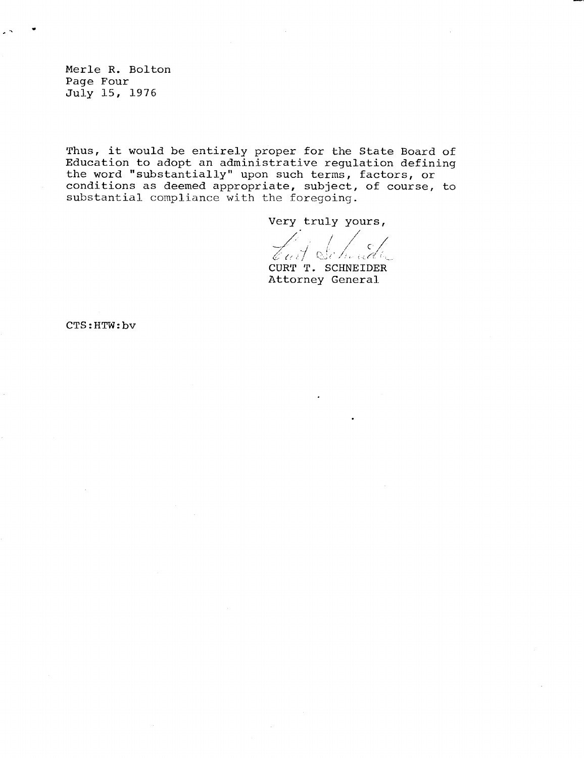Merle R. Bolton
Page Four
July 15, 1976

Thus, it would be entirely proper for the State Board of Education to adopt an administrative regulation defining the word "substantially" upon such terms, factors, or conditions as deemed appropriate, subject, of course, to substantial compliance with the foregoing.

Very truly yours,

CURT T. SCHNEIDER
Attorney General

CTS:HTW:bv